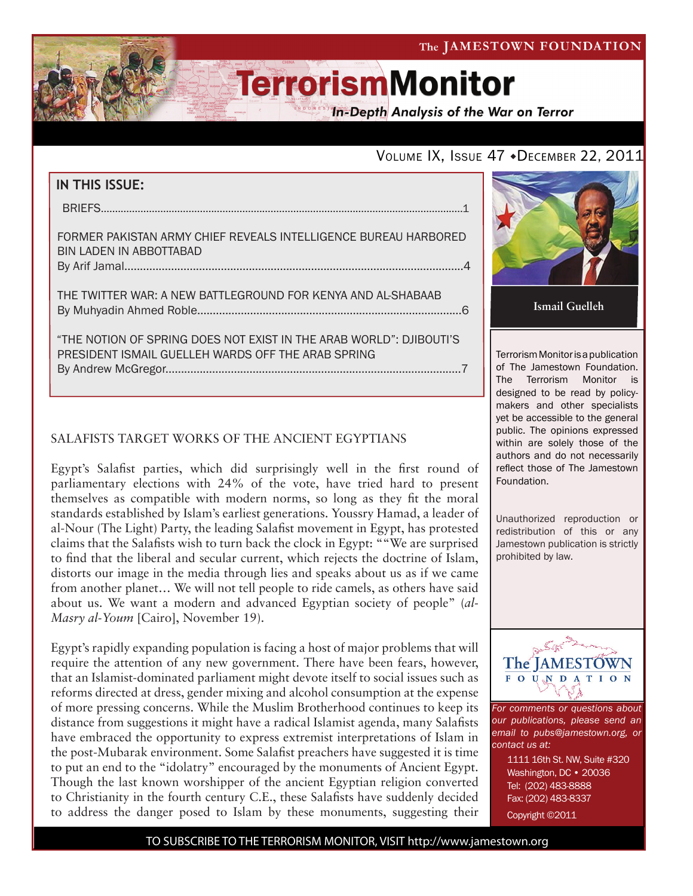The JAMESTOWN FOUNDATION

# TerrorismMonitor

*In-Depth Analysis of the War on Terror*

VOLUME IX, ISSUE 47 • DECEMBER 22, 2011

## IN THIS ISSUE:

BRIEFS....................................................................................................................1

FORMER PAKISTAN ARMY CHIEF REVEALS INTELLIGENCE BUREAU HARBORED BIN LADEN IN ABBOTTABAD
By Arif Jamal.............................................................................................................4

THE TWITTER WAR: A NEW BATTLEGROUND FOR KENYA AND AL-SHABAAB
By Muhyadin Ahmed Roble....................................................................................6

"THE NOTION OF SPRING DOES NOT EXIST IN THE ARAB WORLD": DJIBOUTI'S PRESIDENT ISMAIL GUELLEH WARDS OFF THE ARAB SPRING
By Andrew McGregor..............................................................................................7

Ismail Guelleh

Terrorism Monitor is a publication of The Jamestown Foundation. The Terrorism Monitor is designed to be read by policy-makers and other specialists yet be accessible to the general public. The opinions expressed within are solely those of the authors and do not necessarily reflect those of The Jamestown Foundation.

Unauthorized reproduction or redistribution of this or any Jamestown publication is strictly prohibited by law.

## SALAFISTS TARGET WORKS OF THE ANCIENT EGYPTIANS

Egypt's Salafist parties, which did surprisingly well in the first round of parliamentary elections with 24% of the vote, have tried hard to present themselves as compatible with modern norms, so long as they fit the moral standards established by Islam's earliest generations. Youssry Hamad, a leader of al-Nour (The Light) Party, the leading Salafist movement in Egypt, has protested claims that the Salafists wish to turn back the clock in Egypt: ""We are surprised to find that the liberal and secular current, which rejects the doctrine of Islam, distorts our image in the media through lies and speaks about us as if we came from another planet… We will not tell people to ride camels, as others have said about us. We want a modern and advanced Egyptian society of people" (*al-Masry al-Youm* [Cairo], November 19).

Egypt's rapidly expanding population is facing a host of major problems that will require the attention of any new government. There have been fears, however, that an Islamist-dominated parliament might devote itself to social issues such as reforms directed at dress, gender mixing and alcohol consumption at the expense of more pressing concerns. While the Muslim Brotherhood continues to keep its distance from suggestions it might have a radical Islamist agenda, many Salafists have embraced the opportunity to express extremist interpretations of Islam in the post-Mubarak environment. Some Salafist preachers have suggested it is time to put an end to the "idolatry" encouraged by the monuments of Ancient Egypt. Though the last known worshipper of the ancient Egyptian religion converted to Christianity in the fourth century C.E., these Salafists have suddenly decided to address the danger posed to Islam by these monuments, suggesting their

The JAMESTOWN FOUNDATION

*For comments or questions about our publications, please send an email to pubs@jamestown.org, or contact us at:*

1111 16th St. NW, Suite #320
Washington, DC • 20036
Tel: (202) 483-8888
Fax: (202) 483-8337
Copyright ©2011

TO SUBSCRIBE TO THE TERRORISM MONITOR, VISIT http://www.jamestown.org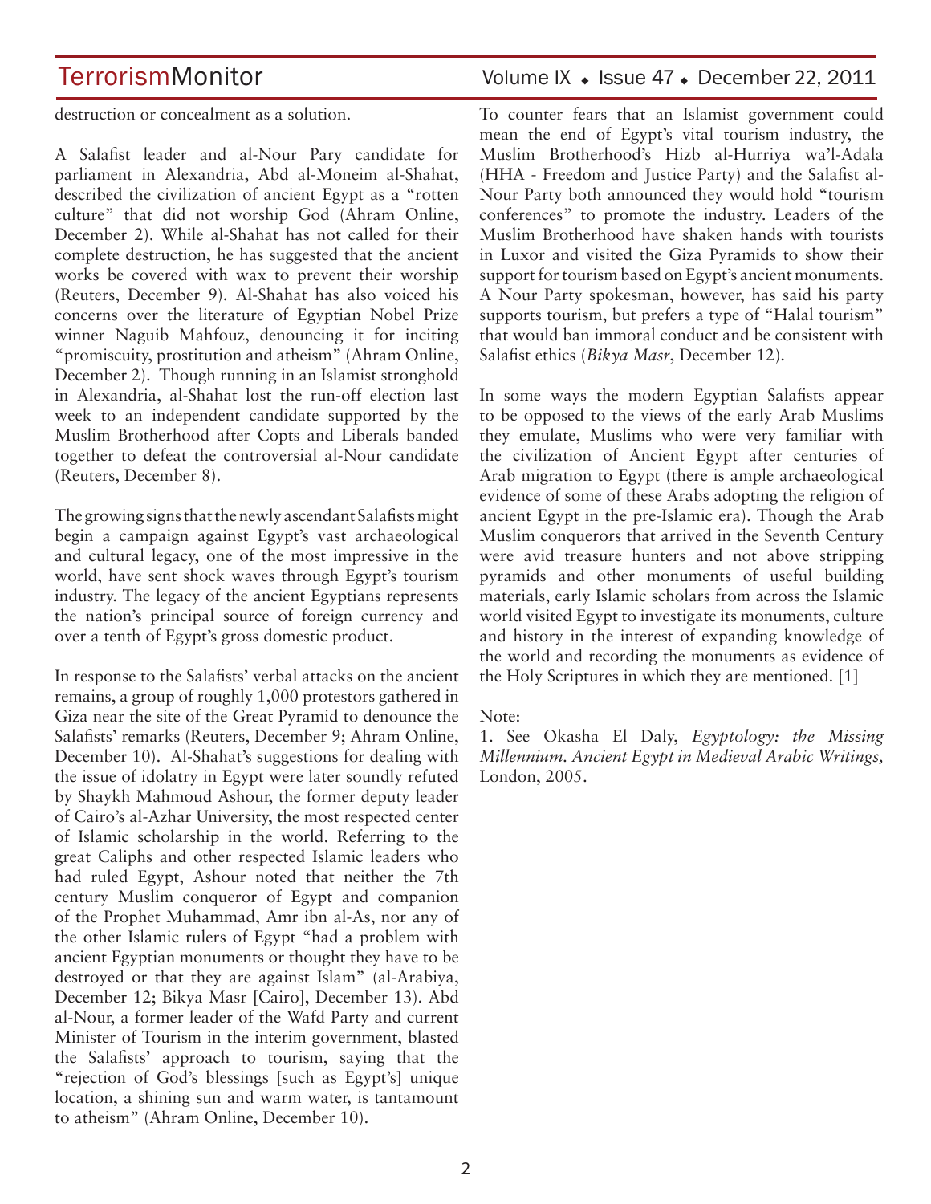destruction or concealment as a solution.

A Salafist leader and al-Nour Pary candidate for parliament in Alexandria, Abd al-Moneim al-Shahat, described the civilization of ancient Egypt as a "rotten culture" that did not worship God (Ahram Online, December 2). While al-Shahat has not called for their complete destruction, he has suggested that the ancient works be covered with wax to prevent their worship (Reuters, December 9). Al-Shahat has also voiced his concerns over the literature of Egyptian Nobel Prize winner Naguib Mahfouz, denouncing it for inciting "promiscuity, prostitution and atheism" (Ahram Online, December 2). Though running in an Islamist stronghold in Alexandria, al-Shahat lost the run-off election last week to an independent candidate supported by the Muslim Brotherhood after Copts and Liberals banded together to defeat the controversial al-Nour candidate (Reuters, December 8).

The growing signs that the newly ascendant Salafists might begin a campaign against Egypt's vast archaeological and cultural legacy, one of the most impressive in the world, have sent shock waves through Egypt's tourism industry. The legacy of the ancient Egyptians represents the nation's principal source of foreign currency and over a tenth of Egypt's gross domestic product.

In response to the Salafists' verbal attacks on the ancient remains, a group of roughly 1,000 protestors gathered in Giza near the site of the Great Pyramid to denounce the Salafists' remarks (Reuters, December 9; Ahram Online, December 10). Al-Shahat's suggestions for dealing with the issue of idolatry in Egypt were later soundly refuted by Shaykh Mahmoud Ashour, the former deputy leader of Cairo's al-Azhar University, the most respected center of Islamic scholarship in the world. Referring to the great Caliphs and other respected Islamic leaders who had ruled Egypt, Ashour noted that neither the 7th century Muslim conqueror of Egypt and companion of the Prophet Muhammad, Amr ibn al-As, nor any of the other Islamic rulers of Egypt "had a problem with ancient Egyptian monuments or thought they have to be destroyed or that they are against Islam" (al-Arabiya, December 12; Bikya Masr [Cairo], December 13). Abd al-Nour, a former leader of the Wafd Party and current Minister of Tourism in the interim government, blasted the Salafists' approach to tourism, saying that the "rejection of God's blessings [such as Egypt's] unique location, a shining sun and warm water, is tantamount to atheism" (Ahram Online, December 10).

To counter fears that an Islamist government could mean the end of Egypt's vital tourism industry, the Muslim Brotherhood's Hizb al-Hurriya wa'l-Adala (HHA - Freedom and Justice Party) and the Salafist al-Nour Party both announced they would hold "tourism conferences" to promote the industry. Leaders of the Muslim Brotherhood have shaken hands with tourists in Luxor and visited the Giza Pyramids to show their support for tourism based on Egypt's ancient monuments. A Nour Party spokesman, however, has said his party supports tourism, but prefers a type of "Halal tourism" that would ban immoral conduct and be consistent with Salafist ethics (*Bikya Masr*, December 12).

In some ways the modern Egyptian Salafists appear to be opposed to the views of the early Arab Muslims they emulate, Muslims who were very familiar with the civilization of Ancient Egypt after centuries of Arab migration to Egypt (there is ample archaeological evidence of some of these Arabs adopting the religion of ancient Egypt in the pre-Islamic era). Though the Arab Muslim conquerors that arrived in the Seventh Century were avid treasure hunters and not above stripping pyramids and other monuments of useful building materials, early Islamic scholars from across the Islamic world visited Egypt to investigate its monuments, culture and history in the interest of expanding knowledge of the world and recording the monuments as evidence of the Holy Scriptures in which they are mentioned. [1]

Note:

1. See Okasha El Daly, *Egyptology: the Missing Millennium. Ancient Egypt in Medieval Arabic Writings,* London, 2005.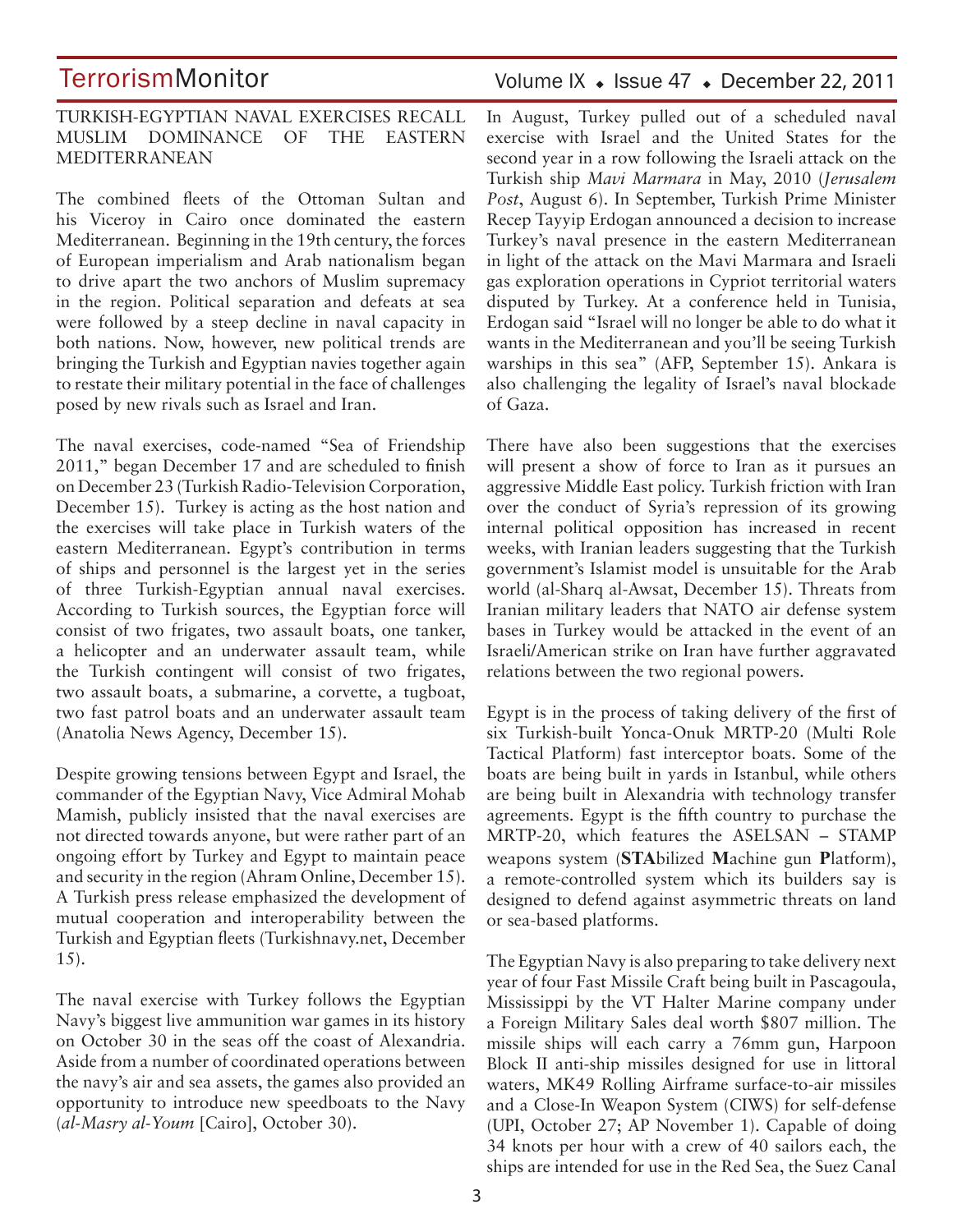## TURKISH-EGYPTIAN NAVAL EXERCISES RECALL MUSLIM DOMINANCE OF THE EASTERN MEDITERRANEAN

The combined fleets of the Ottoman Sultan and his Viceroy in Cairo once dominated the eastern Mediterranean. Beginning in the 19th century, the forces of European imperialism and Arab nationalism began to drive apart the two anchors of Muslim supremacy in the region. Political separation and defeats at sea were followed by a steep decline in naval capacity in both nations. Now, however, new political trends are bringing the Turkish and Egyptian navies together again to restate their military potential in the face of challenges posed by new rivals such as Israel and Iran.

The naval exercises, code-named "Sea of Friendship 2011," began December 17 and are scheduled to finish on December 23 (Turkish Radio-Television Corporation, December 15). Turkey is acting as the host nation and the exercises will take place in Turkish waters of the eastern Mediterranean. Egypt's contribution in terms of ships and personnel is the largest yet in the series of three Turkish-Egyptian annual naval exercises. According to Turkish sources, the Egyptian force will consist of two frigates, two assault boats, one tanker, a helicopter and an underwater assault team, while the Turkish contingent will consist of two frigates, two assault boats, a submarine, a corvette, a tugboat, two fast patrol boats and an underwater assault team (Anatolia News Agency, December 15).

Despite growing tensions between Egypt and Israel, the commander of the Egyptian Navy, Vice Admiral Mohab Mamish, publicly insisted that the naval exercises are not directed towards anyone, but were rather part of an ongoing effort by Turkey and Egypt to maintain peace and security in the region (Ahram Online, December 15). A Turkish press release emphasized the development of mutual cooperation and interoperability between the Turkish and Egyptian fleets (Turkishnavy.net, December 15).

The naval exercise with Turkey follows the Egyptian Navy's biggest live ammunition war games in its history on October 30 in the seas off the coast of Alexandria. Aside from a number of coordinated operations between the navy's air and sea assets, the games also provided an opportunity to introduce new speedboats to the Navy (*al-Masry al-Youm* [Cairo], October 30).

In August, Turkey pulled out of a scheduled naval exercise with Israel and the United States for the second year in a row following the Israeli attack on the Turkish ship *Mavi Marmara* in May, 2010 (*Jerusalem Post*, August 6). In September, Turkish Prime Minister Recep Tayyip Erdogan announced a decision to increase Turkey's naval presence in the eastern Mediterranean in light of the attack on the Mavi Marmara and Israeli gas exploration operations in Cypriot territorial waters disputed by Turkey. At a conference held in Tunisia, Erdogan said "Israel will no longer be able to do what it wants in the Mediterranean and you'll be seeing Turkish warships in this sea" (AFP, September 15). Ankara is also challenging the legality of Israel's naval blockade of Gaza.

There have also been suggestions that the exercises will present a show of force to Iran as it pursues an aggressive Middle East policy. Turkish friction with Iran over the conduct of Syria's repression of its growing internal political opposition has increased in recent weeks, with Iranian leaders suggesting that the Turkish government's Islamist model is unsuitable for the Arab world (al-Sharq al-Awsat, December 15). Threats from Iranian military leaders that NATO air defense system bases in Turkey would be attacked in the event of an Israeli/American strike on Iran have further aggravated relations between the two regional powers.

Egypt is in the process of taking delivery of the first of six Turkish-built Yonca-Onuk MRTP-20 (Multi Role Tactical Platform) fast interceptor boats. Some of the boats are being built in yards in Istanbul, while others are being built in Alexandria with technology transfer agreements. Egypt is the fifth country to purchase the MRTP-20, which features the ASELSAN – STAMP weapons system (**STA**bilized **M**achine gun **P**latform), a remote-controlled system which its builders say is designed to defend against asymmetric threats on land or sea-based platforms.

The Egyptian Navy is also preparing to take delivery next year of four Fast Missile Craft being built in Pascagoula, Mississippi by the VT Halter Marine company under a Foreign Military Sales deal worth $807 million. The missile ships will each carry a 76mm gun, Harpoon Block II anti-ship missiles designed for use in littoral waters, MK49 Rolling Airframe surface-to-air missiles and a Close-In Weapon System (CIWS) for self-defense (UPI, October 27; AP November 1). Capable of doing 34 knots per hour with a crew of 40 sailors each, the ships are intended for use in the Red Sea, the Suez Canal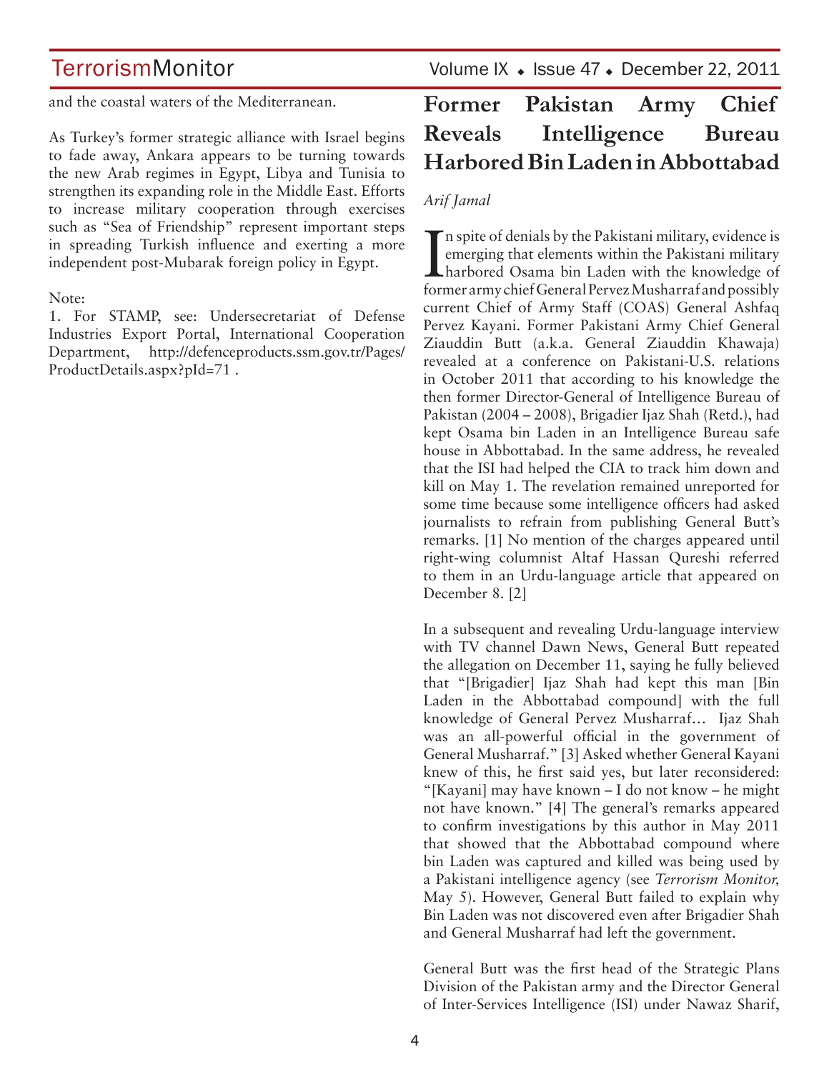and the coastal waters of the Mediterranean.

As Turkey's former strategic alliance with Israel begins to fade away, Ankara appears to be turning towards the new Arab regimes in Egypt, Libya and Tunisia to strengthen its expanding role in the Middle East. Efforts to increase military cooperation through exercises such as "Sea of Friendship" represent important steps in spreading Turkish influence and exerting a more independent post-Mubarak foreign policy in Egypt.

Note:

1. For STAMP, see: Undersecretariat of Defense Industries Export Portal, International Cooperation Department, http://defenceproducts.ssm.gov.tr/Pages/ProductDetails.aspx?pId=71 .

# Former Pakistan Army Chief Reveals Intelligence Bureau Harbored Bin Laden in Abbottabad

*Arif Jamal*

In spite of denials by the Pakistani military, evidence is emerging that elements within the Pakistani military harbored Osama bin Laden with the knowledge of former army chief General Pervez Musharraf and possibly current Chief of Army Staff (COAS) General Ashfaq Pervez Kayani. Former Pakistani Army Chief General Ziauddin Butt (a.k.a. General Ziauddin Khawaja) revealed at a conference on Pakistani-U.S. relations in October 2011 that according to his knowledge the then former Director-General of Intelligence Bureau of Pakistan (2004 – 2008), Brigadier Ijaz Shah (Retd.), had kept Osama bin Laden in an Intelligence Bureau safe house in Abbottabad. In the same address, he revealed that the ISI had helped the CIA to track him down and kill on May 1. The revelation remained unreported for some time because some intelligence officers had asked journalists to refrain from publishing General Butt's remarks. [1] No mention of the charges appeared until right-wing columnist Altaf Hassan Qureshi referred to them in an Urdu-language article that appeared on December 8. [2]

In a subsequent and revealing Urdu-language interview with TV channel Dawn News, General Butt repeated the allegation on December 11, saying he fully believed that "[Brigadier] Ijaz Shah had kept this man [Bin Laden in the Abbottabad compound] with the full knowledge of General Pervez Musharraf... Ijaz Shah was an all-powerful official in the government of General Musharraf." [3] Asked whether General Kayani knew of this, he first said yes, but later reconsidered: "[Kayani] may have known – I do not know – he might not have known." [4] The general's remarks appeared to confirm investigations by this author in May 2011 that showed that the Abbottabad compound where bin Laden was captured and killed was being used by a Pakistani intelligence agency (see *Terrorism Monitor,* May 5). However, General Butt failed to explain why Bin Laden was not discovered even after Brigadier Shah and General Musharraf had left the government.

General Butt was the first head of the Strategic Plans Division of the Pakistan army and the Director General of Inter-Services Intelligence (ISI) under Nawaz Sharif,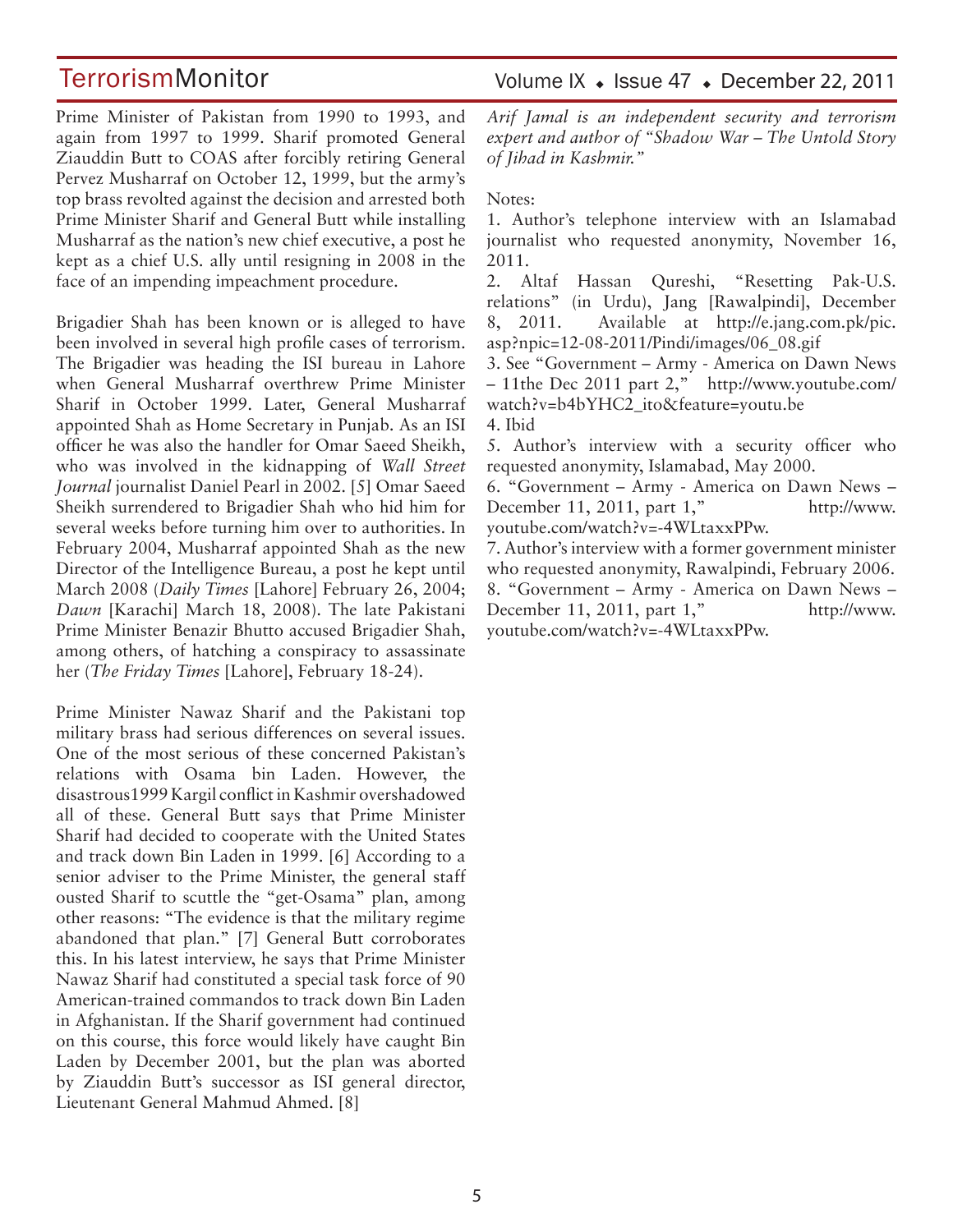Prime Minister of Pakistan from 1990 to 1993, and again from 1997 to 1999. Sharif promoted General Ziauddin Butt to COAS after forcibly retiring General Pervez Musharraf on October 12, 1999, but the army's top brass revolted against the decision and arrested both Prime Minister Sharif and General Butt while installing Musharraf as the nation's new chief executive, a post he kept as a chief U.S. ally until resigning in 2008 in the face of an impending impeachment procedure.

Brigadier Shah has been known or is alleged to have been involved in several high profile cases of terrorism. The Brigadier was heading the ISI bureau in Lahore when General Musharraf overthrew Prime Minister Sharif in October 1999. Later, General Musharraf appointed Shah as Home Secretary in Punjab. As an ISI officer he was also the handler for Omar Saeed Sheikh, who was involved in the kidnapping of *Wall Street Journal* journalist Daniel Pearl in 2002. [5] Omar Saeed Sheikh surrendered to Brigadier Shah who hid him for several weeks before turning him over to authorities. In February 2004, Musharraf appointed Shah as the new Director of the Intelligence Bureau, a post he kept until March 2008 (*Daily Times* [Lahore] February 26, 2004; *Dawn* [Karachi] March 18, 2008). The late Pakistani Prime Minister Benazir Bhutto accused Brigadier Shah, among others, of hatching a conspiracy to assassinate her (*The Friday Times* [Lahore], February 18-24).

Prime Minister Nawaz Sharif and the Pakistani top military brass had serious differences on several issues. One of the most serious of these concerned Pakistan's relations with Osama bin Laden. However, the disastrous1999 Kargil conflict in Kashmir overshadowed all of these. General Butt says that Prime Minister Sharif had decided to cooperate with the United States and track down Bin Laden in 1999. [6] According to a senior adviser to the Prime Minister, the general staff ousted Sharif to scuttle the "get-Osama" plan, among other reasons: "The evidence is that the military regime abandoned that plan." [7] General Butt corroborates this. In his latest interview, he says that Prime Minister Nawaz Sharif had constituted a special task force of 90 American-trained commandos to track down Bin Laden in Afghanistan. If the Sharif government had continued on this course, this force would likely have caught Bin Laden by December 2001, but the plan was aborted by Ziauddin Butt's successor as ISI general director, Lieutenant General Mahmud Ahmed. [8]

*Arif Jamal is an independent security and terrorism expert and author of "Shadow War – The Untold Story of Jihad in Kashmir."*

Notes:

1. Author's telephone interview with an Islamabad journalist who requested anonymity, November 16, 2011.
2. Altaf Hassan Qureshi, "Resetting Pak-U.S. relations" (in Urdu), Jang [Rawalpindi], December 8, 2011. Available at http://e.jang.com.pk/pic.asp?npic=12-08-2011/Pindi/images/06_08.gif
3. See "Government – Army - America on Dawn News – 11the Dec 2011 part 2," http://www.youtube.com/watch?v=b4bYHC2_ito&feature=youtu.be
4. Ibid
5. Author's interview with a security officer who requested anonymity, Islamabad, May 2000.
6. "Government – Army - America on Dawn News – December 11, 2011, part 1," http://www.youtube.com/watch?v=-4WLtaxxPPw.
7. Author's interview with a former government minister who requested anonymity, Rawalpindi, February 2006.
8. "Government – Army - America on Dawn News – December 11, 2011, part 1," http://www.youtube.com/watch?v=-4WLtaxxPPw.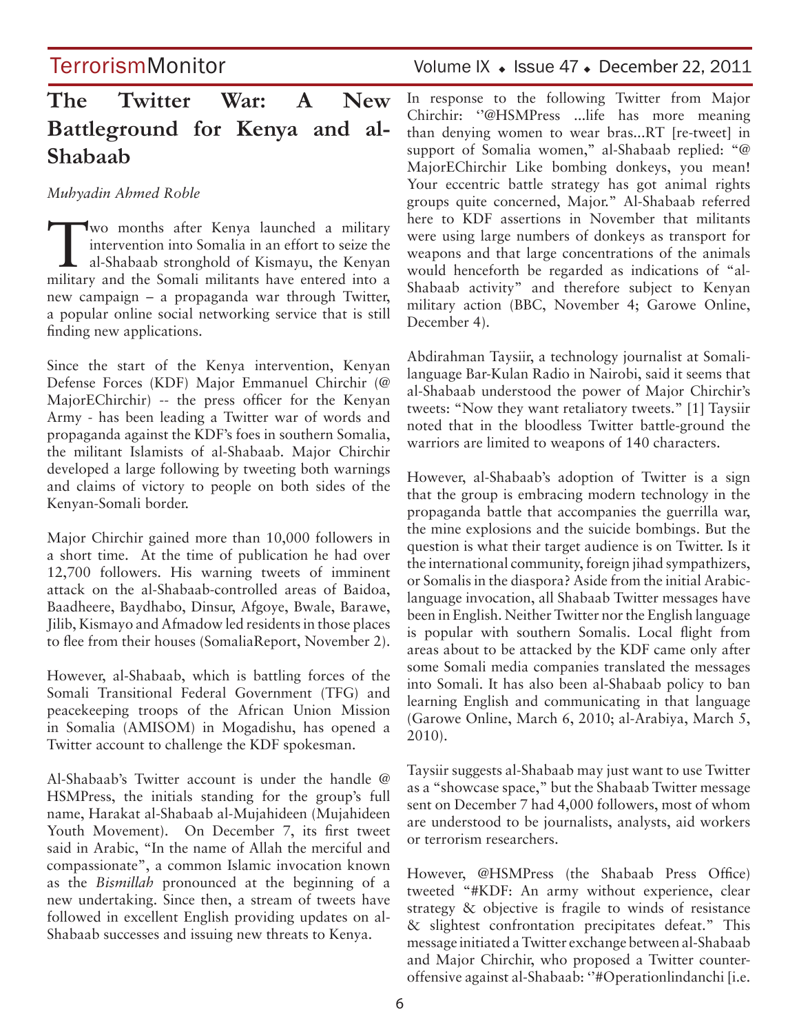# The Twitter War: A New Battleground for Kenya and al-Shabaab

*Muhyadin Ahmed Roble*

Two months after Kenya launched a military intervention into Somalia in an effort to seize the al-Shabaab stronghold of Kismayu, the Kenyan military and the Somali militants have entered into a new campaign – a propaganda war through Twitter, a popular online social networking service that is still finding new applications.

Since the start of the Kenya intervention, Kenyan Defense Forces (KDF) Major Emmanuel Chirchir (@MajorEChirchir) -- the press officer for the Kenyan Army - has been leading a Twitter war of words and propaganda against the KDF's foes in southern Somalia, the militant Islamists of al-Shabaab. Major Chirchir developed a large following by tweeting both warnings and claims of victory to people on both sides of the Kenyan-Somali border.

Major Chirchir gained more than 10,000 followers in a short time. At the time of publication he had over 12,700 followers. His warning tweets of imminent attack on the al-Shabaab-controlled areas of Baidoa, Baadheere, Baydhabo, Dinsur, Afgoye, Bwale, Barawe, Jilib, Kismayo and Afmadow led residents in those places to flee from their houses (SomaliaReport, November 2).

However, al-Shabaab, which is battling forces of the Somali Transitional Federal Government (TFG) and peacekeeping troops of the African Union Mission in Somalia (AMISOM) in Mogadishu, has opened a Twitter account to challenge the KDF spokesman.

Al-Shabaab's Twitter account is under the handle @HSMPress, the initials standing for the group's full name, Harakat al-Shabaab al-Mujahideen (Mujahideen Youth Movement). On December 7, its first tweet said in Arabic, "In the name of Allah the merciful and compassionate", a common Islamic invocation known as the *Bismillah* pronounced at the beginning of a new undertaking. Since then, a stream of tweets have followed in excellent English providing updates on al-Shabaab successes and issuing new threats to Kenya.

In response to the following Twitter from Major Chirchir: ''@HSMPress ...life has more meaning than denying women to wear bras...RT [re-tweet] in support of Somalia women," al-Shabaab replied: "@MajorEChirchir Like bombing donkeys, you mean! Your eccentric battle strategy has got animal rights groups quite concerned, Major." Al-Shabaab referred here to KDF assertions in November that militants were using large numbers of donkeys as transport for weapons and that large concentrations of the animals would henceforth be regarded as indications of "al-Shabaab activity" and therefore subject to Kenyan military action (BBC, November 4; Garowe Online, December 4).

Abdirahman Taysiir, a technology journalist at Somali-language Bar-Kulan Radio in Nairobi, said it seems that al-Shabaab understood the power of Major Chirchir's tweets: "Now they want retaliatory tweets." [1] Taysiir noted that in the bloodless Twitter battle-ground the warriors are limited to weapons of 140 characters.

However, al-Shabaab's adoption of Twitter is a sign that the group is embracing modern technology in the propaganda battle that accompanies the guerrilla war, the mine explosions and the suicide bombings. But the question is what their target audience is on Twitter. Is it the international community, foreign jihad sympathizers, or Somalis in the diaspora? Aside from the initial Arabic-language invocation, all Shabaab Twitter messages have been in English. Neither Twitter nor the English language is popular with southern Somalis. Local flight from areas about to be attacked by the KDF came only after some Somali media companies translated the messages into Somali. It has also been al-Shabaab policy to ban learning English and communicating in that language (Garowe Online, March 6, 2010; al-Arabiya, March 5, 2010).

Taysiir suggests al-Shabaab may just want to use Twitter as a "showcase space," but the Shabaab Twitter message sent on December 7 had 4,000 followers, most of whom are understood to be journalists, analysts, aid workers or terrorism researchers.

However, @HSMPress (the Shabaab Press Office) tweeted "#KDF: An army without experience, clear strategy & objective is fragile to winds of resistance & slightest confrontation precipitates defeat." This message initiated a Twitter exchange between al-Shabaab and Major Chirchir, who proposed a Twitter counter-offensive against al-Shabaab: ''#Operationlindanchi [i.e.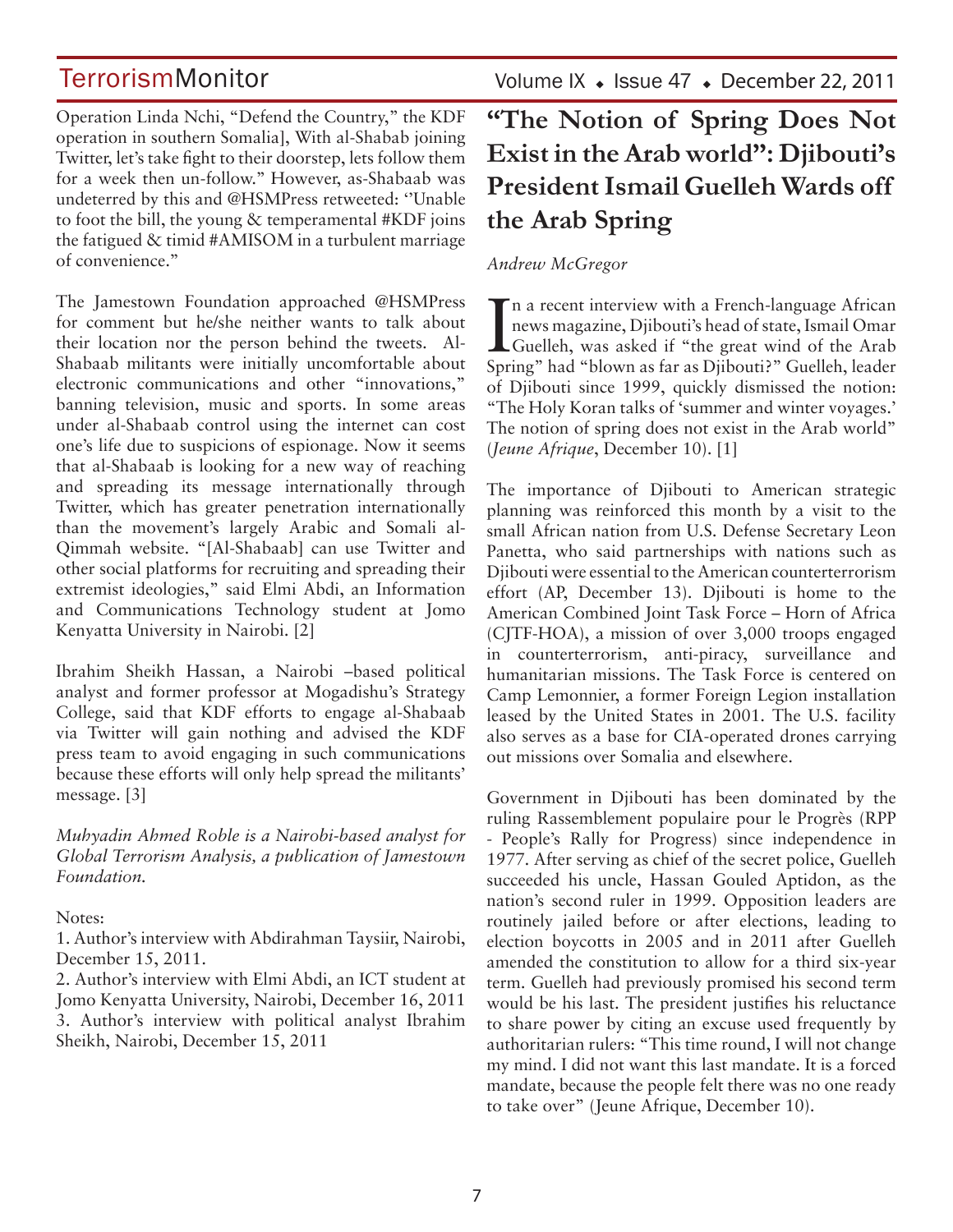Operation Linda Nchi, "Defend the Country," the KDF operation in southern Somalia], With al-Shabab joining Twitter, let's take fight to their doorstep, lets follow them for a week then un-follow." However, as-Shabaab was undeterred by this and @HSMPress retweeted: ''Unable to foot the bill, the young & temperamental #KDF joins the fatigued & timid #AMISOM in a turbulent marriage of convenience."

The Jamestown Foundation approached @HSMPress for comment but he/she neither wants to talk about their location nor the person behind the tweets. Al-Shabaab militants were initially uncomfortable about electronic communications and other "innovations," banning television, music and sports. In some areas under al-Shabaab control using the internet can cost one's life due to suspicions of espionage. Now it seems that al-Shabaab is looking for a new way of reaching and spreading its message internationally through Twitter, which has greater penetration internationally than the movement's largely Arabic and Somali al-Qimmah website. "[Al-Shabaab] can use Twitter and other social platforms for recruiting and spreading their extremist ideologies," said Elmi Abdi, an Information and Communications Technology student at Jomo Kenyatta University in Nairobi. [2]

Ibrahim Sheikh Hassan, a Nairobi –based political analyst and former professor at Mogadishu's Strategy College, said that KDF efforts to engage al-Shabaab via Twitter will gain nothing and advised the KDF press team to avoid engaging in such communications because these efforts will only help spread the militants' message. [3]

*Muhyadin Ahmed Roble is a Nairobi-based analyst for Global Terrorism Analysis, a publication of Jamestown Foundation.*

Notes:
1. Author's interview with Abdirahman Taysiir, Nairobi, December 15, 2011.
2. Author's interview with Elmi Abdi, an ICT student at Jomo Kenyatta University, Nairobi, December 16, 2011
3. Author's interview with political analyst Ibrahim Sheikh, Nairobi, December 15, 2011

# "The Notion of Spring Does Not Exist in the Arab world": Djibouti's President Ismail Guelleh Wards off the Arab Spring

*Andrew McGregor*

In a recent interview with a French-language African news magazine, Djibouti's head of state, Ismail Omar Guelleh, was asked if "the great wind of the Arab Spring" had "blown as far as Djibouti?" Guelleh, leader of Djibouti since 1999, quickly dismissed the notion: "The Holy Koran talks of 'summer and winter voyages.' The notion of spring does not exist in the Arab world" (*Jeune Afrique*, December 10). [1]

The importance of Djibouti to American strategic planning was reinforced this month by a visit to the small African nation from U.S. Defense Secretary Leon Panetta, who said partnerships with nations such as Djibouti were essential to the American counterterrorism effort (AP, December 13). Djibouti is home to the American Combined Joint Task Force – Horn of Africa (CJTF-HOA), a mission of over 3,000 troops engaged in counterterrorism, anti-piracy, surveillance and humanitarian missions. The Task Force is centered on Camp Lemonnier, a former Foreign Legion installation leased by the United States in 2001. The U.S. facility also serves as a base for CIA-operated drones carrying out missions over Somalia and elsewhere.

Government in Djibouti has been dominated by the ruling Rassemblement populaire pour le Progrès (RPP - People's Rally for Progress) since independence in 1977. After serving as chief of the secret police, Guelleh succeeded his uncle, Hassan Gouled Aptidon, as the nation's second ruler in 1999. Opposition leaders are routinely jailed before or after elections, leading to election boycotts in 2005 and in 2011 after Guelleh amended the constitution to allow for a third six-year term. Guelleh had previously promised his second term would be his last. The president justifies his reluctance to share power by citing an excuse used frequently by authoritarian rulers: "This time round, I will not change my mind. I did not want this last mandate. It is a forced mandate, because the people felt there was no one ready to take over" (Jeune Afrique, December 10).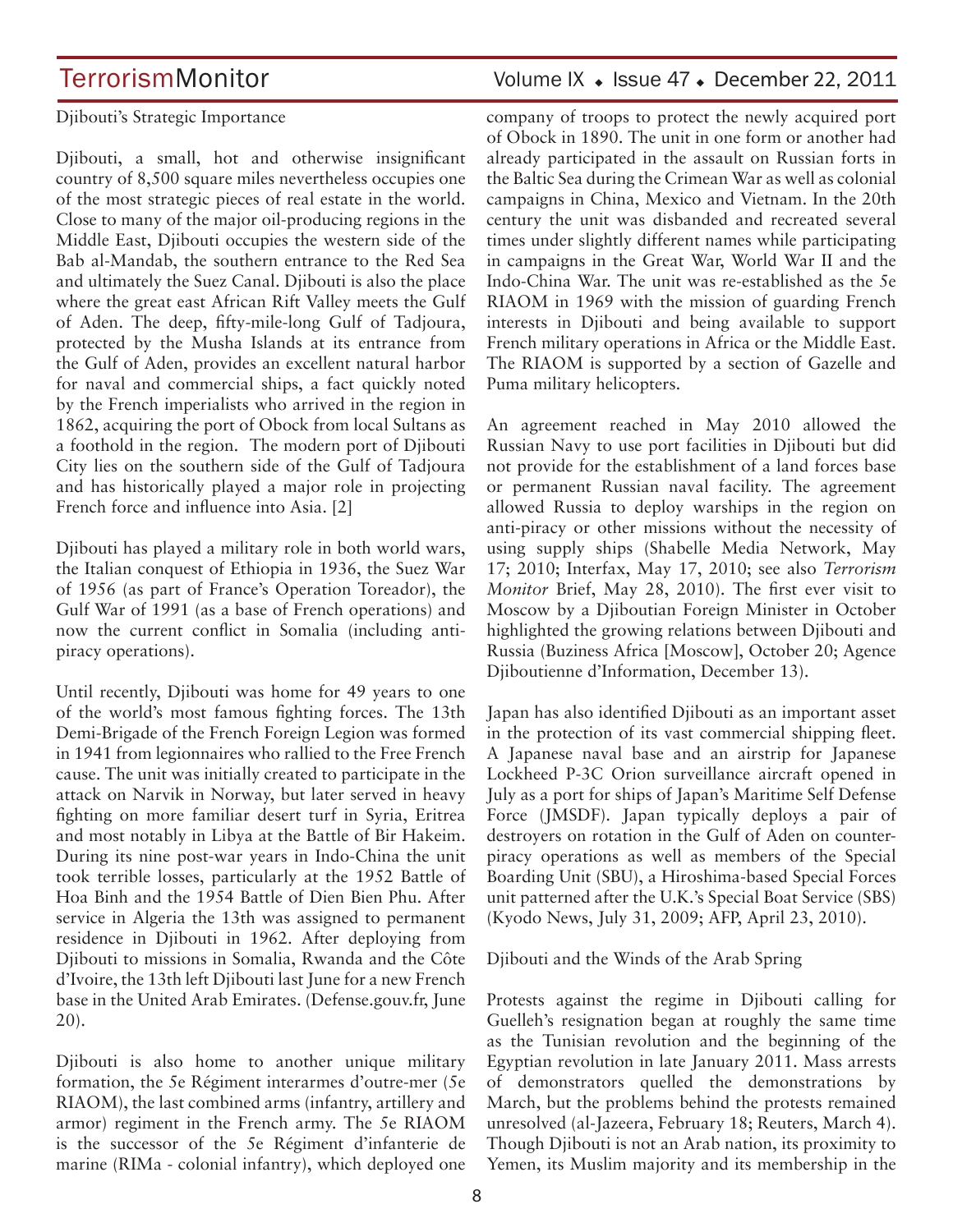Djibouti's Strategic Importance

Djibouti, a small, hot and otherwise insignificant country of 8,500 square miles nevertheless occupies one of the most strategic pieces of real estate in the world. Close to many of the major oil-producing regions in the Middle East, Djibouti occupies the western side of the Bab al-Mandab, the southern entrance to the Red Sea and ultimately the Suez Canal. Djibouti is also the place where the great east African Rift Valley meets the Gulf of Aden. The deep, fifty-mile-long Gulf of Tadjoura, protected by the Musha Islands at its entrance from the Gulf of Aden, provides an excellent natural harbor for naval and commercial ships, a fact quickly noted by the French imperialists who arrived in the region in 1862, acquiring the port of Obock from local Sultans as a foothold in the region. The modern port of Djibouti City lies on the southern side of the Gulf of Tadjoura and has historically played a major role in projecting French force and influence into Asia. [2]

Djibouti has played a military role in both world wars, the Italian conquest of Ethiopia in 1936, the Suez War of 1956 (as part of France's Operation Toreador), the Gulf War of 1991 (as a base of French operations) and now the current conflict in Somalia (including anti-piracy operations).

Until recently, Djibouti was home for 49 years to one of the world's most famous fighting forces. The 13th Demi-Brigade of the French Foreign Legion was formed in 1941 from legionnaires who rallied to the Free French cause. The unit was initially created to participate in the attack on Narvik in Norway, but later served in heavy fighting on more familiar desert turf in Syria, Eritrea and most notably in Libya at the Battle of Bir Hakeim. During its nine post-war years in Indo-China the unit took terrible losses, particularly at the 1952 Battle of Hoa Binh and the 1954 Battle of Dien Bien Phu. After service in Algeria the 13th was assigned to permanent residence in Djibouti in 1962. After deploying from Djibouti to missions in Somalia, Rwanda and the Côte d'Ivoire, the 13th left Djibouti last June for a new French base in the United Arab Emirates. (Defense.gouv.fr, June 20).

Djibouti is also home to another unique military formation, the 5e Régiment interarmes d'outre-mer (5e RIAOM), the last combined arms (infantry, artillery and armor) regiment in the French army. The 5e RIAOM is the successor of the 5e Régiment d'infanterie de marine (RIMa - colonial infantry), which deployed one company of troops to protect the newly acquired port of Obock in 1890. The unit in one form or another had already participated in the assault on Russian forts in the Baltic Sea during the Crimean War as well as colonial campaigns in China, Mexico and Vietnam. In the 20th century the unit was disbanded and recreated several times under slightly different names while participating in campaigns in the Great War, World War II and the Indo-China War. The unit was re-established as the 5e RIAOM in 1969 with the mission of guarding French interests in Djibouti and being available to support French military operations in Africa or the Middle East. The RIAOM is supported by a section of Gazelle and Puma military helicopters.

An agreement reached in May 2010 allowed the Russian Navy to use port facilities in Djibouti but did not provide for the establishment of a land forces base or permanent Russian naval facility. The agreement allowed Russia to deploy warships in the region on anti-piracy or other missions without the necessity of using supply ships (Shabelle Media Network, May 17; 2010; Interfax, May 17, 2010; see also *Terrorism Monitor* Brief, May 28, 2010). The first ever visit to Moscow by a Djiboutian Foreign Minister in October highlighted the growing relations between Djibouti and Russia (Buziness Africa [Moscow], October 20; Agence Djiboutienne d'Information, December 13).

Japan has also identified Djibouti as an important asset in the protection of its vast commercial shipping fleet. A Japanese naval base and an airstrip for Japanese Lockheed P-3C Orion surveillance aircraft opened in July as a port for ships of Japan's Maritime Self Defense Force (JMSDF). Japan typically deploys a pair of destroyers on rotation in the Gulf of Aden on counter-piracy operations as well as members of the Special Boarding Unit (SBU), a Hiroshima-based Special Forces unit patterned after the U.K.'s Special Boat Service (SBS) (Kyodo News, July 31, 2009; AFP, April 23, 2010).

Djibouti and the Winds of the Arab Spring

Protests against the regime in Djibouti calling for Guelleh's resignation began at roughly the same time as the Tunisian revolution and the beginning of the Egyptian revolution in late January 2011. Mass arrests of demonstrators quelled the demonstrations by March, but the problems behind the protests remained unresolved (al-Jazeera, February 18; Reuters, March 4). Though Djibouti is not an Arab nation, its proximity to Yemen, its Muslim majority and its membership in the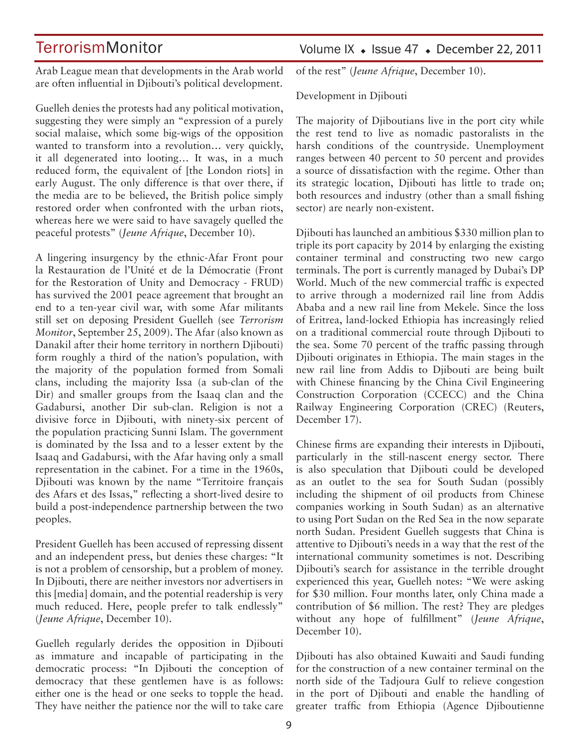Arab League mean that developments in the Arab world are often influential in Djibouti's political development.

Guelleh denies the protests had any political motivation, suggesting they were simply an "expression of a purely social malaise, which some big-wigs of the opposition wanted to transform into a revolution… very quickly, it all degenerated into looting… It was, in a much reduced form, the equivalent of [the London riots] in early August. The only difference is that over there, if the media are to be believed, the British police simply restored order when confronted with the urban riots, whereas here we were said to have savagely quelled the peaceful protests" (*Jeune Afrique*, December 10).

A lingering insurgency by the ethnic-Afar Front pour la Restauration de l'Unité et de la Démocratie (Front for the Restoration of Unity and Democracy - FRUD) has survived the 2001 peace agreement that brought an end to a ten-year civil war, with some Afar militants still set on deposing President Guelleh (see *Terrorism Monitor*, September 25, 2009). The Afar (also known as Danakil after their home territory in northern Djibouti) form roughly a third of the nation's population, with the majority of the population formed from Somali clans, including the majority Issa (a sub-clan of the Dir) and smaller groups from the Isaaq clan and the Gadabursi, another Dir sub-clan. Religion is not a divisive force in Djibouti, with ninety-six percent of the population practicing Sunni Islam. The government is dominated by the Issa and to a lesser extent by the Isaaq and Gadabursi, with the Afar having only a small representation in the cabinet. For a time in the 1960s, Djibouti was known by the name "Territoire français des Afars et des Issas," reflecting a short-lived desire to build a post-independence partnership between the two peoples.

President Guelleh has been accused of repressing dissent and an independent press, but denies these charges: "It is not a problem of censorship, but a problem of money. In Djibouti, there are neither investors nor advertisers in this [media] domain, and the potential readership is very much reduced. Here, people prefer to talk endlessly" (*Jeune Afrique*, December 10).

Guelleh regularly derides the opposition in Djibouti as immature and incapable of participating in the democratic process: "In Djibouti the conception of democracy that these gentlemen have is as follows: either one is the head or one seeks to topple the head. They have neither the patience nor the will to take care of the rest" (*Jeune Afrique*, December 10).

Development in Djibouti

The majority of Djiboutians live in the port city while the rest tend to live as nomadic pastoralists in the harsh conditions of the countryside. Unemployment ranges between 40 percent to 50 percent and provides a source of dissatisfaction with the regime. Other than its strategic location, Djibouti has little to trade on; both resources and industry (other than a small fishing sector) are nearly non-existent.

Djibouti has launched an ambitious $330 million plan to triple its port capacity by 2014 by enlarging the existing container terminal and constructing two new cargo terminals. The port is currently managed by Dubai's DP World. Much of the new commercial traffic is expected to arrive through a modernized rail line from Addis Ababa and a new rail line from Mekele. Since the loss of Eritrea, land-locked Ethiopia has increasingly relied on a traditional commercial route through Djibouti to the sea. Some 70 percent of the traffic passing through Djibouti originates in Ethiopia. The main stages in the new rail line from Addis to Djibouti are being built with Chinese financing by the China Civil Engineering Construction Corporation (CCECC) and the China Railway Engineering Corporation (CREC) (Reuters, December 17).

Chinese firms are expanding their interests in Djibouti, particularly in the still-nascent energy sector. There is also speculation that Djibouti could be developed as an outlet to the sea for South Sudan (possibly including the shipment of oil products from Chinese companies working in South Sudan) as an alternative to using Port Sudan on the Red Sea in the now separate north Sudan. President Guelleh suggests that China is attentive to Djibouti's needs in a way that the rest of the international community sometimes is not. Describing Djibouti's search for assistance in the terrible drought experienced this year, Guelleh notes: "We were asking for $30 million. Four months later, only China made a contribution of $6 million. The rest? They are pledges without any hope of fulfillment" (*Jeune Afrique*, December 10).

Djibouti has also obtained Kuwaiti and Saudi funding for the construction of a new container terminal on the north side of the Tadjoura Gulf to relieve congestion in the port of Djibouti and enable the handling of greater traffic from Ethiopia (Agence Djiboutienne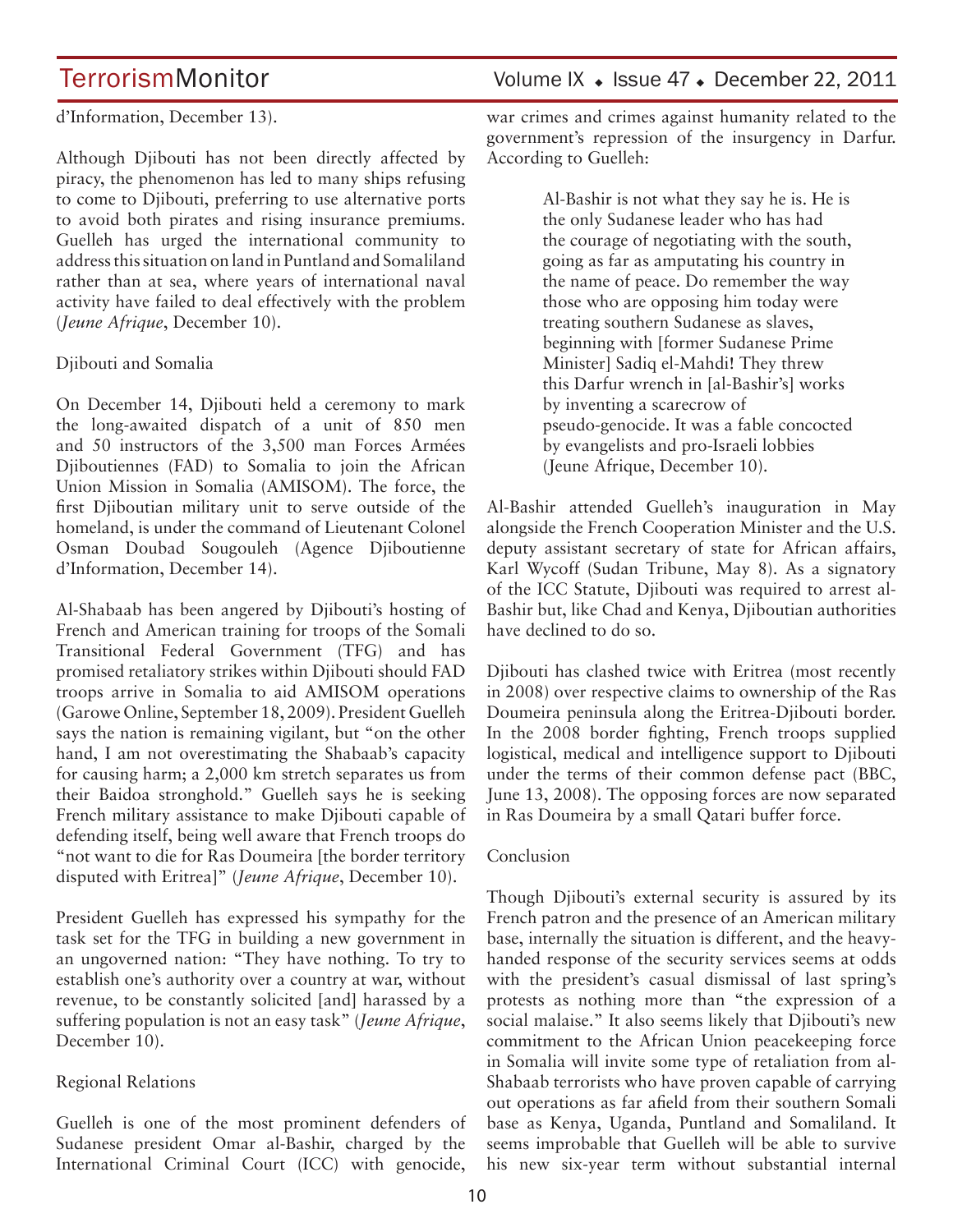d'Information, December 13).

Although Djibouti has not been directly affected by piracy, the phenomenon has led to many ships refusing to come to Djibouti, preferring to use alternative ports to avoid both pirates and rising insurance premiums. Guelleh has urged the international community to address this situation on land in Puntland and Somaliland rather than at sea, where years of international naval activity have failed to deal effectively with the problem (*Jeune Afrique*, December 10).

Djibouti and Somalia

On December 14, Djibouti held a ceremony to mark the long-awaited dispatch of a unit of 850 men and 50 instructors of the 3,500 man Forces Armées Djiboutiennes (FAD) to Somalia to join the African Union Mission in Somalia (AMISOM). The force, the first Djiboutian military unit to serve outside of the homeland, is under the command of Lieutenant Colonel Osman Doubad Sougouleh (Agence Djiboutienne d'Information, December 14).

Al-Shabaab has been angered by Djibouti's hosting of French and American training for troops of the Somali Transitional Federal Government (TFG) and has promised retaliatory strikes within Djibouti should FAD troops arrive in Somalia to aid AMISOM operations (Garowe Online, September 18, 2009). President Guelleh says the nation is remaining vigilant, but "on the other hand, I am not overestimating the Shabaab's capacity for causing harm; a 2,000 km stretch separates us from their Baidoa stronghold." Guelleh says he is seeking French military assistance to make Djibouti capable of defending itself, being well aware that French troops do "not want to die for Ras Doumeira [the border territory disputed with Eritrea]" (*Jeune Afrique*, December 10).

President Guelleh has expressed his sympathy for the task set for the TFG in building a new government in an ungoverned nation: "They have nothing. To try to establish one's authority over a country at war, without revenue, to be constantly solicited [and] harassed by a suffering population is not an easy task" (*Jeune Afrique*, December 10).

Regional Relations

Guelleh is one of the most prominent defenders of Sudanese president Omar al-Bashir, charged by the International Criminal Court (ICC) with genocide, war crimes and crimes against humanity related to the government's repression of the insurgency in Darfur. According to Guelleh:

> Al-Bashir is not what they say he is. He is the only Sudanese leader who has had the courage of negotiating with the south, going as far as amputating his country in the name of peace. Do remember the way those who are opposing him today were treating southern Sudanese as slaves, beginning with [former Sudanese Prime Minister] Sadiq el-Mahdi! They threw this Darfur wrench in [al-Bashir's] works by inventing a scarecrow of pseudo-genocide. It was a fable concocted by evangelists and pro-Israeli lobbies (Jeune Afrique, December 10).

Al-Bashir attended Guelleh's inauguration in May alongside the French Cooperation Minister and the U.S. deputy assistant secretary of state for African affairs, Karl Wycoff (Sudan Tribune, May 8). As a signatory of the ICC Statute, Djibouti was required to arrest al-Bashir but, like Chad and Kenya, Djiboutian authorities have declined to do so.

Djibouti has clashed twice with Eritrea (most recently in 2008) over respective claims to ownership of the Ras Doumeira peninsula along the Eritrea-Djibouti border. In the 2008 border fighting, French troops supplied logistical, medical and intelligence support to Djibouti under the terms of their common defense pact (BBC, June 13, 2008). The opposing forces are now separated in Ras Doumeira by a small Qatari buffer force.

Conclusion

Though Djibouti's external security is assured by its French patron and the presence of an American military base, internally the situation is different, and the heavy-handed response of the security services seems at odds with the president's casual dismissal of last spring's protests as nothing more than "the expression of a social malaise." It also seems likely that Djibouti's new commitment to the African Union peacekeeping force in Somalia will invite some type of retaliation from al-Shabaab terrorists who have proven capable of carrying out operations as far afield from their southern Somali base as Kenya, Uganda, Puntland and Somaliland. It seems improbable that Guelleh will be able to survive his new six-year term without substantial internal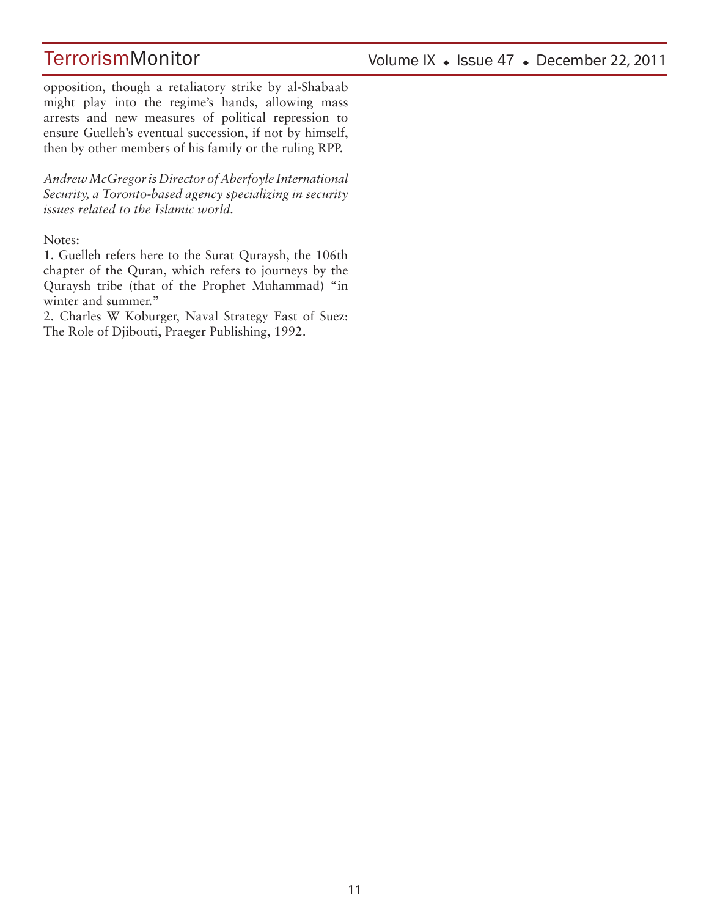opposition, though a retaliatory strike by al-Shabaab might play into the regime's hands, allowing mass arrests and new measures of political repression to ensure Guelleh's eventual succession, if not by himself, then by other members of his family or the ruling RPP.

*Andrew McGregor is Director of Aberfoyle International Security, a Toronto-based agency specializing in security issues related to the Islamic world.*

Notes:

1. Guelleh refers here to the Surat Quraysh, the 106th chapter of the Quran, which refers to journeys by the Quraysh tribe (that of the Prophet Muhammad) "in winter and summer."
2. Charles W Koburger, Naval Strategy East of Suez: The Role of Djibouti, Praeger Publishing, 1992.